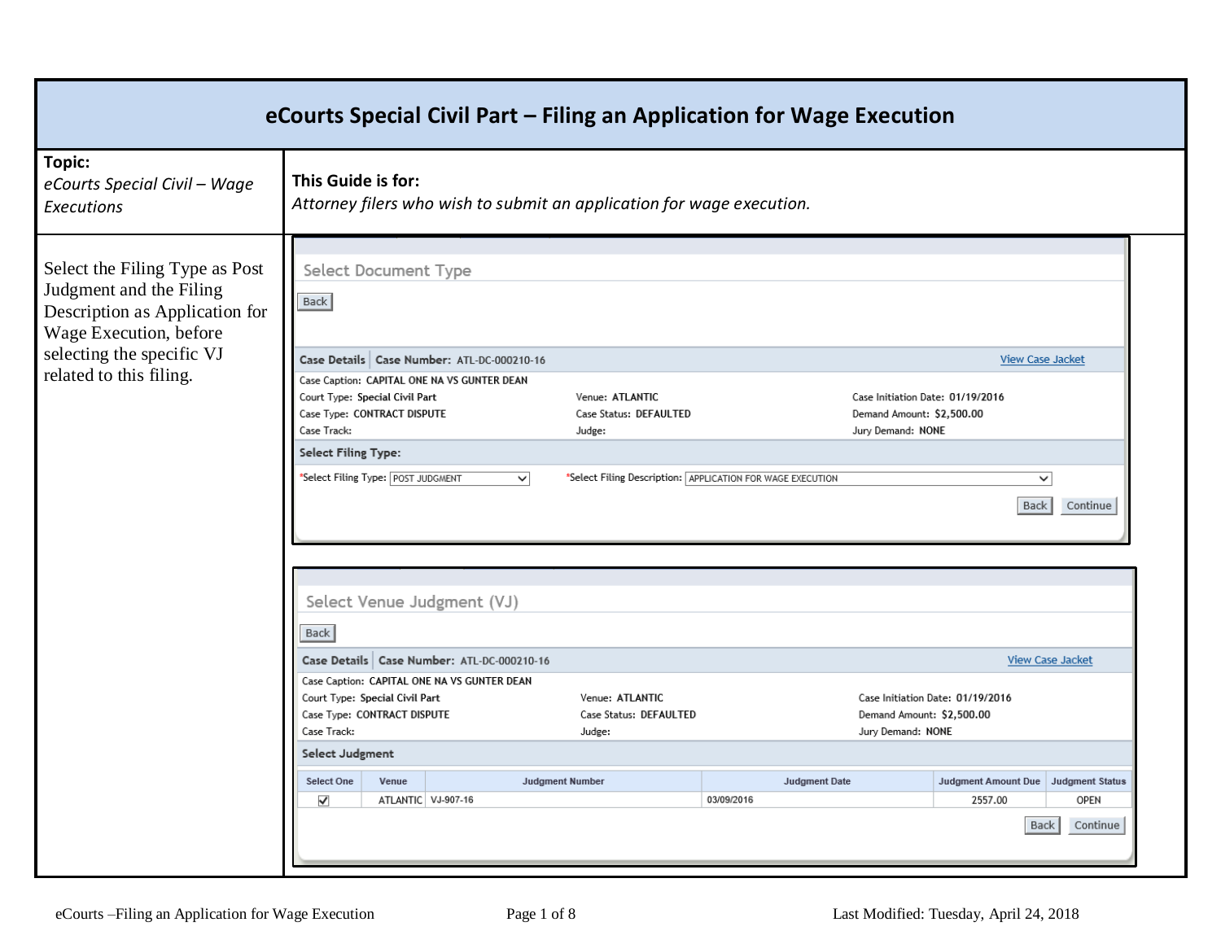# eCourts Special Civil Part – Filing an Application for Wage Execution

| **Topic:** *eCourts Special Civil – Wage Executions* | **This Guide is for:** *Attorney filers who wish to submit an application for wage execution.* |
|---|---|

Select the Filing Type as Post Judgment and the Filing Description as Application for Wage Execution, before selecting the specific VJ related to this filing.

**Select Document Type**

Back

**Case Details** | **Case Number:** ATL-DC-000210-16 — View Case Jacket

Case Caption: **CAPITAL ONE NA VS GUNTER DEAN**

| | | |
|---|---|---|
| Court Type: **Special Civil Part** | Venue: **ATLANTIC** | Case Initiation Date: **01/19/2016** |
| Case Type: **CONTRACT DISPUTE** | Case Status: **DEFAULTED** | Demand Amount: **$2,500.00** |
| Case Track: | Judge: | Jury Demand: **NONE** |

**Select Filing Type:**

*Select Filing Type: POST JUDGMENT — *Select Filing Description: APPLICATION FOR WAGE EXECUTION

Back Continue

**Select Venue Judgment (VJ)**

Back

**Case Details** | **Case Number:** ATL-DC-000210-16 — View Case Jacket

Case Caption: **CAPITAL ONE NA VS GUNTER DEAN**

| | | |
|---|---|---|
| Court Type: **Special Civil Part** | Venue: **ATLANTIC** | Case Initiation Date: **01/19/2016** |
| Case Type: **CONTRACT DISPUTE** | Case Status: **DEFAULTED** | Demand Amount: **$2,500.00** |
| Case Track: | Judge: | Jury Demand: **NONE** |

**Select Judgment**

| Select One | Venue | Judgment Number | Judgment Date | Judgment Amount Due | Judgment Status |
|---|---|---|---|---|---|
| ☑ | ATLANTIC | VJ-907-16 | 03/09/2016 | 2557.00 | OPEN |

Back Continue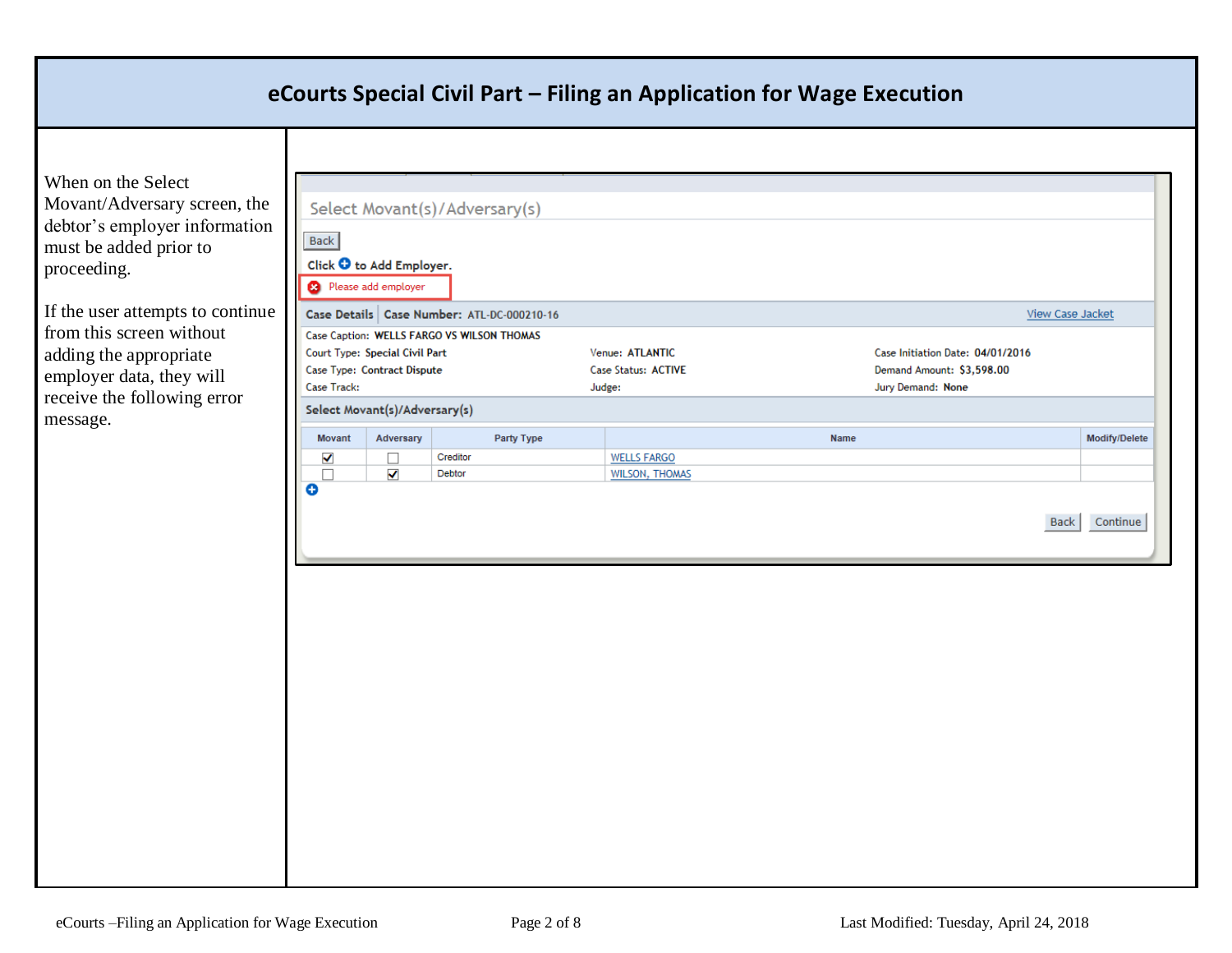## eCourts Special Civil Part – Filing an Application for Wage Execution

When on the Select Movant/Adversary screen, the debtor's employer information must be added prior to proceeding.

If the user attempts to continue from this screen without adding the appropriate employer data, they will receive the following error message.

Select Movant(s)/Adversary(s)

Back

Click ⊕ to Add Employer.

Please add employer

**Case Details** | **Case Number:** ATL-DC-000210-16 | View Case Jacket

Case Caption: **WELLS FARGO VS WILSON THOMAS**

Court Type: **Special Civil Part** | Venue: **ATLANTIC** | Case Initiation Date: **04/01/2016**

Case Type: **Contract Dispute** | Case Status: **ACTIVE** | Demand Amount: **$3,598.00**

Case Track: | Judge: | Jury Demand: **None**

**Select Movant(s)/Adversary(s)**

| Movant | Adversary | Party Type | Name | Modify/Delete |
|---|---|---|---|---|
| ☑ | ☐ | Creditor | WELLS FARGO | |
| ☐ | ☑ | Debtor | WILSON, THOMAS | |

Back Continue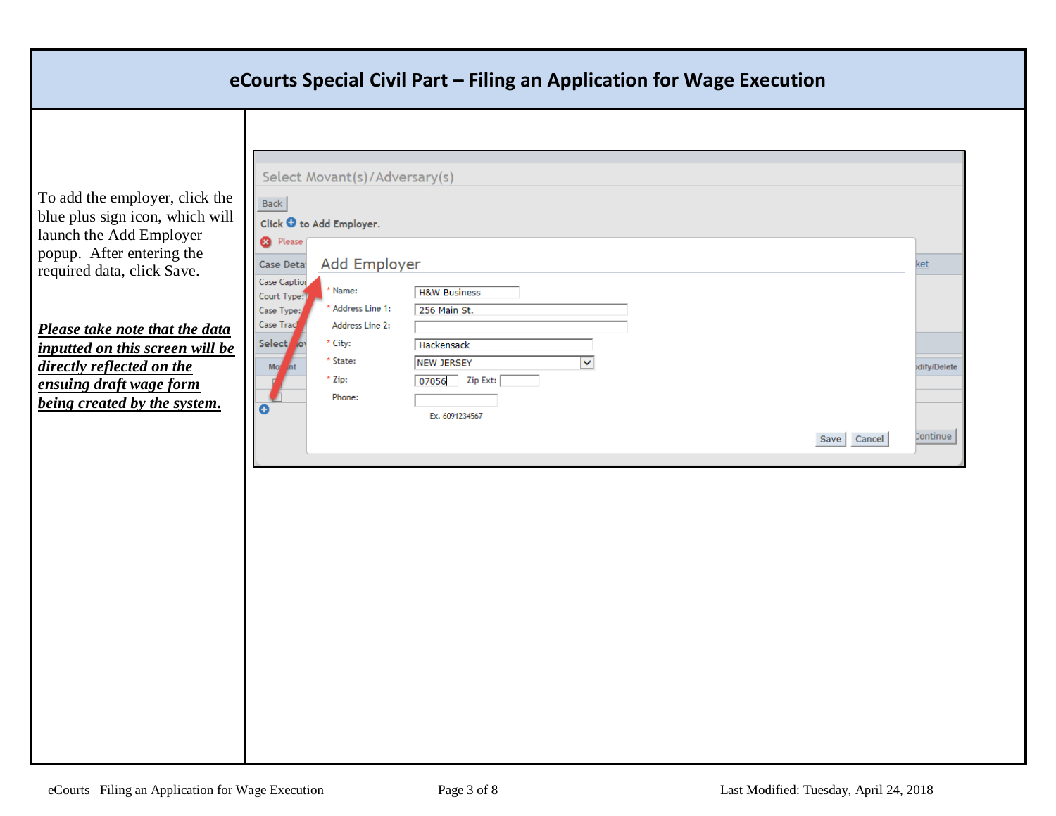# eCourts Special Civil Part – Filing an Application for Wage Execution

To add the employer, click the blue plus sign icon, which will launch the Add Employer popup. After entering the required data, click Save.

***<u>Please take note that the data inputted on this screen will be directly reflected on the ensuing draft wage form being created by the system.</u>***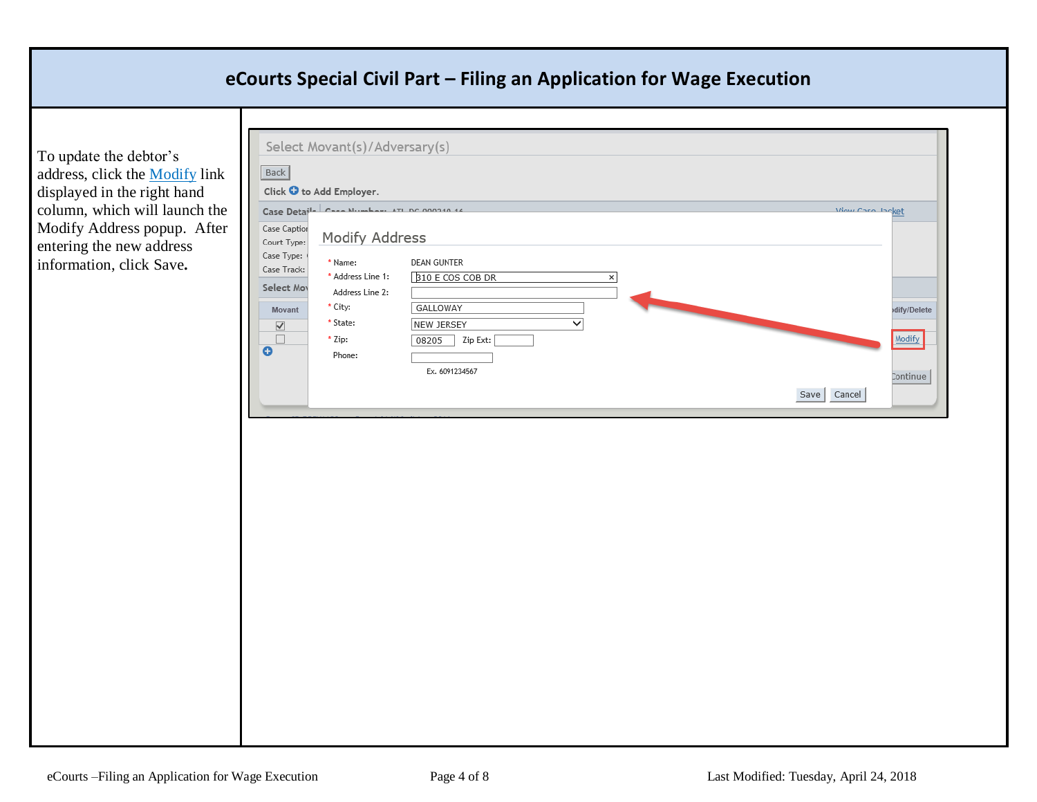# eCourts Special Civil Part – Filing an Application for Wage Execution

To update the debtor's address, click the Modify link displayed in the right hand column, which will launch the Modify Address popup. After entering the new address information, click Save.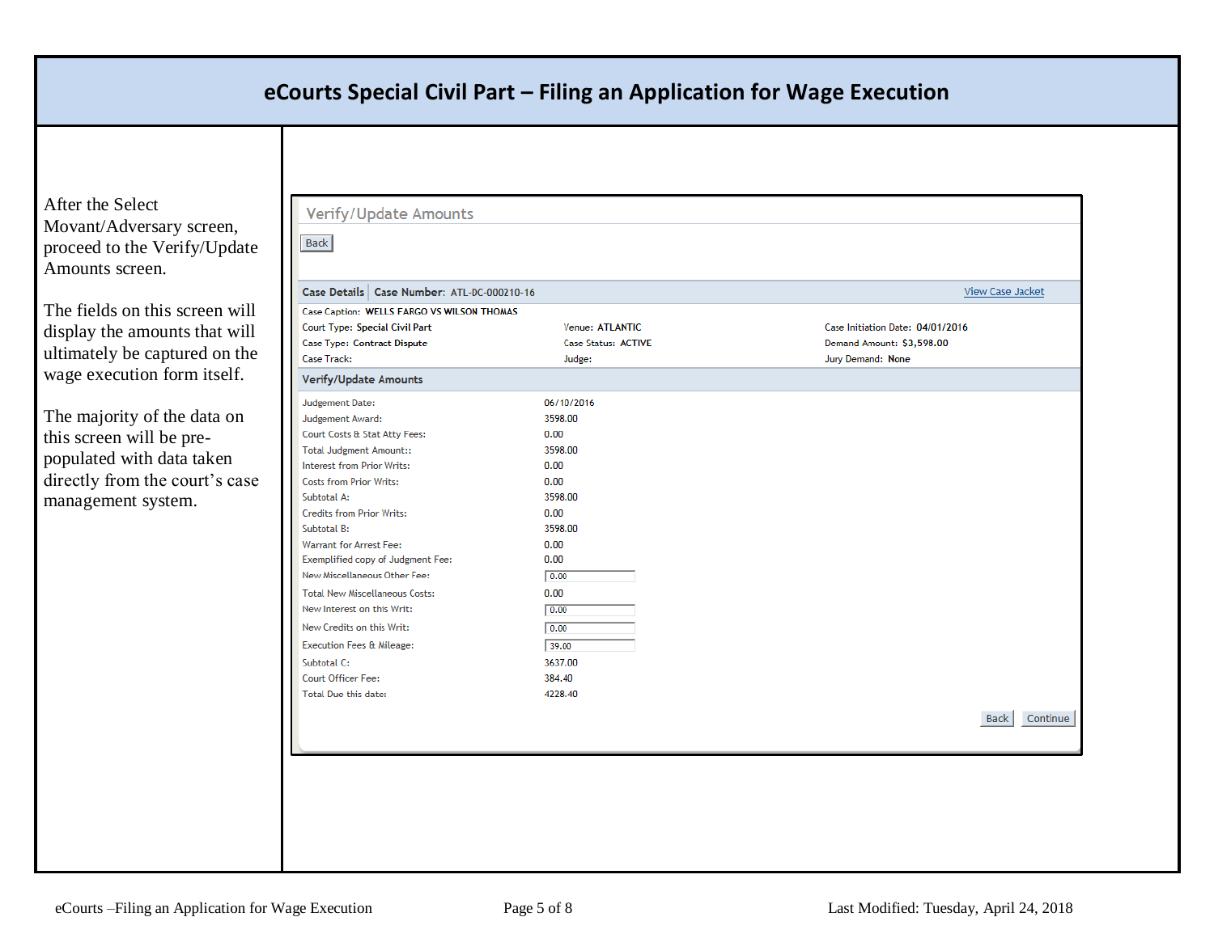# eCourts Special Civil Part – Filing an Application for Wage Execution

After the Select Movant/Adversary screen, proceed to the Verify/Update Amounts screen.

The fields on this screen will display the amounts that will ultimately be captured on the wage execution form itself.

The majority of the data on this screen will be pre-populated with data taken directly from the court's case management system.

## Verify/Update Amounts

Back

**Case Details** | **Case Number:** ATL-DC-000210-16 — View Case Jacket

Case Caption: **WELLS FARGO VS WILSON THOMAS**

| | | |
|---|---|---|
| Court Type: **Special Civil Part** | Venue: **ATLANTIC** | Case Initiation Date: **04/01/2016** |
| Case Type: **Contract Dispute** | Case Status: **ACTIVE** | Demand Amount: **$3,598.00** |
| Case Track: | Judge: | Jury Demand: **None** |

**Verify/Update Amounts**

| Field | Value |
|---|---|
| Judgement Date: | 06/10/2016 |
| Judgement Award: | 3598.00 |
| Court Costs & Stat Atty Fees: | 0.00 |
| Total Judgment Amount:: | 3598.00 |
| Interest from Prior Writs: | 0.00 |
| Costs from Prior Writs: | 0.00 |
| Subtotal A: | 3598.00 |
| Credits from Prior Writs: | 0.00 |
| Subtotal B: | 3598.00 |
| Warrant for Arrest Fee: | 0.00 |
| Exemplified copy of Judgment Fee: | 0.00 |
| New Miscellaneous Other Fee: | 0.00 |
| Total New Miscellaneous Costs: | 0.00 |
| New Interest on this Writ: | 0.00 |
| New Credits on this Writ: | 0.00 |
| Execution Fees & Mileage: | 39.00 |
| Subtotal C: | 3637.00 |
| Court Officer Fee: | 384.40 |
| Total Due this date: | 4228.40 |

Back | Continue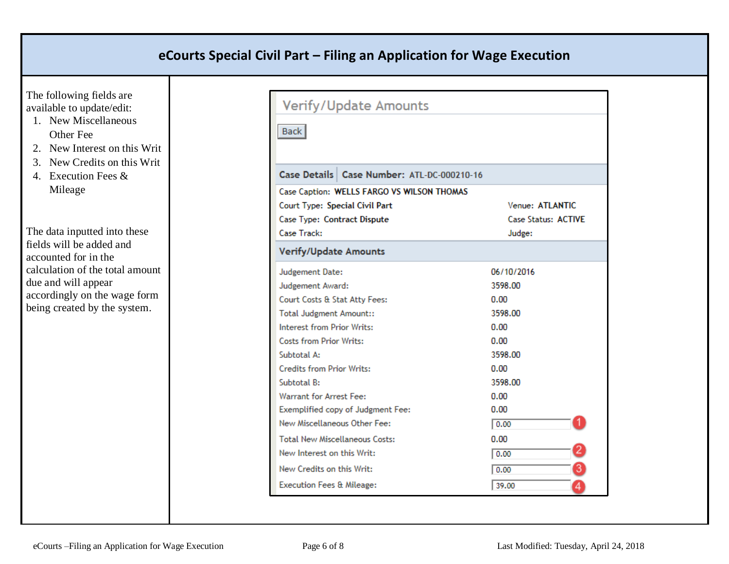## eCourts Special Civil Part – Filing an Application for Wage Execution

The following fields are available to update/edit:

1. New Miscellaneous Other Fee
2. New Interest on this Writ
3. New Credits on this Writ
4. Execution Fees & Mileage

The data inputted into these fields will be added and accounted for in the calculation of the total amount due and will appear accordingly on the wage form being created by the system.

### Verify/Update Amounts

Back

**Case Details** | **Case Number:** ATL-DC-000210-16

| | |
|---|---|
| Case Caption: **WELLS FARGO VS WILSON THOMAS** | |
| Court Type: **Special Civil Part** | Venue: **ATLANTIC** |
| Case Type: **Contract Dispute** | Case Status: **ACTIVE** |
| Case Track: | Judge: |

**Verify/Update Amounts**

| Field | Value |
|---|---|
| Judgement Date: | 06/10/2016 |
| Judgement Award: | 3598.00 |
| Court Costs & Stat Atty Fees: | 0.00 |
| Total Judgment Amount:: | 3598.00 |
| Interest from Prior Writs: | 0.00 |
| Costs from Prior Writs: | 0.00 |
| Subtotal A: | 3598.00 |
| Credits from Prior Writs: | 0.00 |
| Subtotal B: | 3598.00 |
| Warrant for Arrest Fee: | 0.00 |
| Exemplified copy of Judgment Fee: | 0.00 |
| New Miscellaneous Other Fee: | 0.00 (1) |
| Total New Miscellaneous Costs: | 0.00 |
| New Interest on this Writ: | 0.00 (2) |
| New Credits on this Writ: | 0.00 (3) |
| Execution Fees & Mileage: | 39.00 (4) |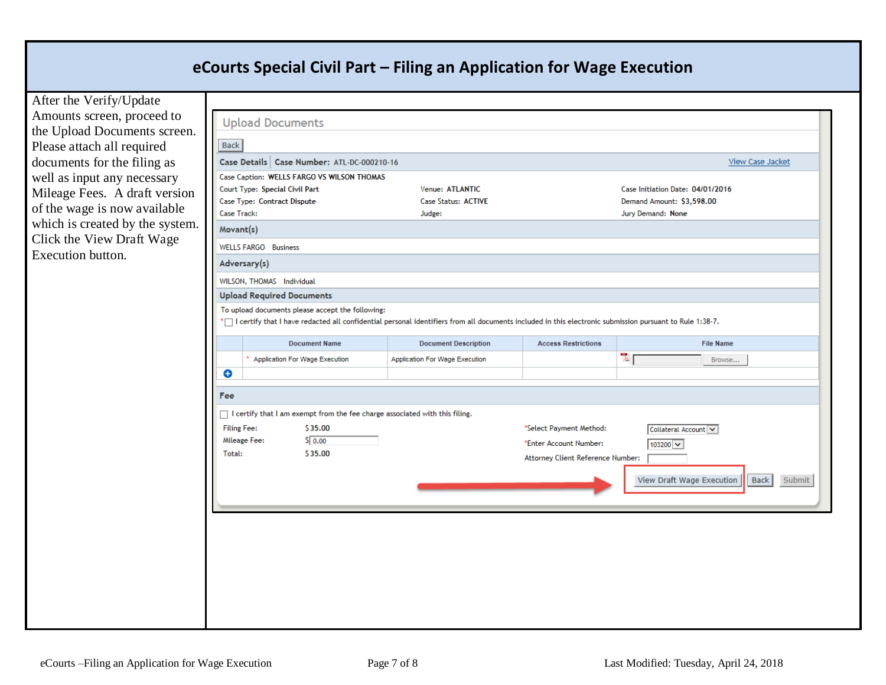# eCourts Special Civil Part – Filing an Application for Wage Execution

After the Verify/Update Amounts screen, proceed to the Upload Documents screen. Please attach all required documents for the filing as well as input any necessary Mileage Fees. A draft version of the wage is now available which is created by the system. Click the View Draft Wage Execution button.

**Upload Documents**

Back

**Case Details** | **Case Number:** ATL-DC-000210-16 — View Case Jacket

Case Caption: **WELLS FARGO VS WILSON THOMAS**

| | | |
|---|---|---|
| Court Type: **Special Civil Part** | Venue: **ATLANTIC** | Case Initiation Date: **04/01/2016** |
| Case Type: **Contract Dispute** | Case Status: **ACTIVE** | Demand Amount: **$3,598.00** |
| Case Track: | Judge: | Jury Demand: **None** |

**Movant(s)**

WELLS FARGO Business

**Adversary(s)**

WILSON, THOMAS Individual

**Upload Required Documents**

To upload documents please accept the following:

* ☐ I certify that I have redacted all confidential personal identifiers from all documents included in this electronic submission pursuant to Rule 1:38-7.

| | Document Name | Document Description | Access Restrictions | File Name |
|---|---|---|---|---|
| | * Application For Wage Execution | Application For Wage Execution | | Browse... |

**Fee**

☐ I certify that I am exempt from the fee charge associated with this filing.

| | | | |
|---|---|---|---|
| Filing Fee: | $35.00 | *Select Payment Method: | Collateral Account |
| Mileage Fee: | $ 0.00 | *Enter Account Number: | 103200 |
| Total: | $35.00 | Attorney Client Reference Number: | |

View Draft Wage Execution | Back | Submit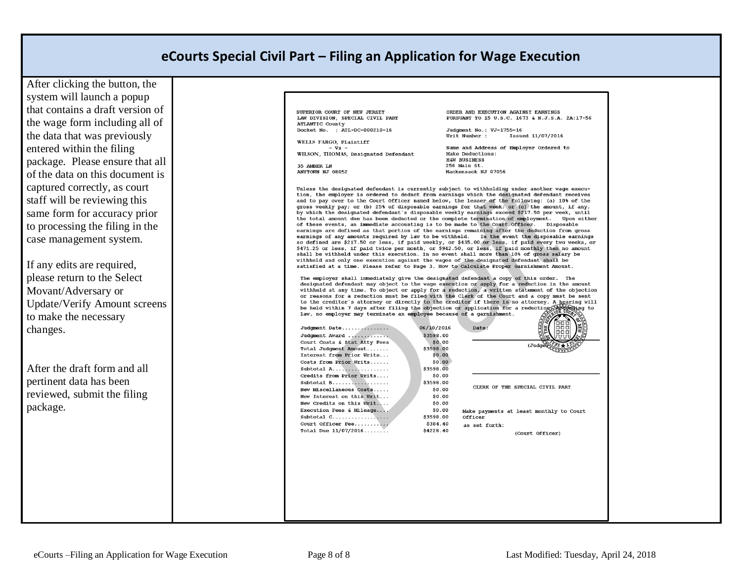# eCourts Special Civil Part – Filing an Application for Wage Execution

After clicking the button, the system will launch a popup that contains a draft version of the wage form including all of the data that was previously entered within the filing package. Please ensure that all of the data on this document is captured correctly, as court staff will be reviewing this same form for accuracy prior to processing the filing in the case management system.

If any edits are required, please return to the Select Movant/Adversary or Update/Verify Amount screens to make the necessary changes.

After the draft form and all pertinent data has been reviewed, submit the filing package.

SUPERIOR COURT OF NEW JERSEY
LAW DIVISION, SPECIAL CIVIL PART
ATLANTIC County
Docket No. : ATL-DC-000210-16

WELLS FARGO, Plaintiff
- Vs -
WILSON, THOMAS, Designated Defendant

35 AMBER LN
ANYTOWN NJ 08052

ORDER AND EXECUTION AGAINST EARNINGS
PURSUANT TO 15 U.S.C. 1673 & N.J.S.A. 2A:17-56

Judgment No.: VJ-1755-16
Writ Number : Issued 11/07/2016

Name and Address of Employer Ordered to Make Deductions:
H&W BUSINESS
256 Main St.
Hackensack NJ 07056

Unless the designated defendant is currently subject to withholding under another wage execution, the employer is ordered to deduct from earnings which the designated defendant receives and to pay over to the Court Officer named below, the lesser of the following: (a) 10% of the gross weekly pay; or (b) 25% of disposable earnings for that week; or (c) the amount, if any, by which the designated defendant's disposable weekly earnings exceed $217.50 per week, until the total amount due has been deducted or the complete termination of employment. Upon either of these events, an immediate accounting is to be made to the Court Officer. Disposable earnings are defined as that portion of the earnings remaining after the deduction from gross earnings of any amounts required by law to be withheld. In the event the disposable earnings so defined are $217.50 or less, if paid weekly, or $435.00 or less, if paid every two weeks, or $471.25 or less, if paid twice per month, or $942.50, or less, if paid monthly then no amount shall be withheld under this execution. In no event shall more than 10% of gross salary be withheld and only one execution against the wages of the designated defendant shall be satisfied at a time. Please refer to Page 3. How to Calculate Proper Garnishment Amount.

The employer shall immediately give the designated defendant a copy of this order. The designated defendant may object to the wage execution or apply for a reduction in the amount withheld at any time. To object or apply for a reduction, a written statement of the objection or reasons for a reduction must be filed with the Clerk of the Court and a copy must be sent to the creditor's attorney or directly to the creditor if there is no attorney. A hearing will be held within 7 days after filing the objection or application for a reduction. According to law, no employer may terminate an employee because of a garnishment.

| | |
|---|---|
| Judgment Date............... | 06/10/2016 |
| Judgment Award ............. | $3598.00 |
| Court Costs & Stat Atty Fees | $0.00 |
| Total Judgment Amount....... | $3598.00 |
| Interest from Prior Writs... | $0.00 |
| Costs from Prior Writs...... | $0.00 |
| Subtotal A.................. | $3598.00 |
| Credits from Prior Writs.... | $0.00 |
| Subtotal B.................. | $3598.00 |
| New Miscellaneous Costs..... | $0.00 |
| New Interest on this Writ... | $0.00 |
| New Credits on this Writ.... | $0.00 |
| Execution Fees & Mileage.... | $0.00 |
| Subtotal C.................. | $3598.00 |
| Court Officer Fee........... | $384.40 |
| Total Due 11/07/2016........ | $4228.40 |

Date:

(Judge)

CLERK OF THE SPECIAL CIVIL PART

Make payments at least monthly to Court Officer as set forth:

(Court Officer)

Draft